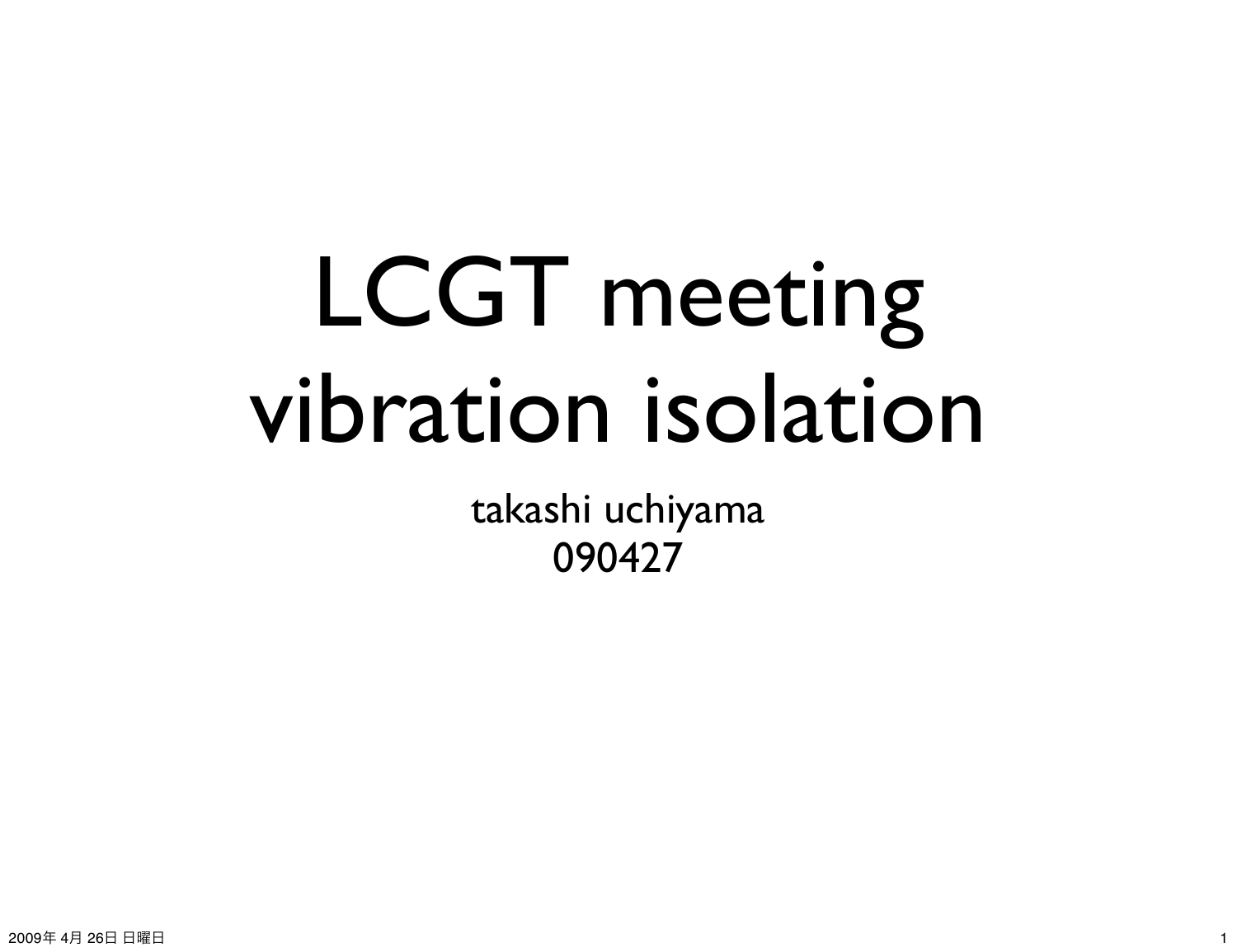# LCGT meeting vibration isolation

takashi uchiyama

090427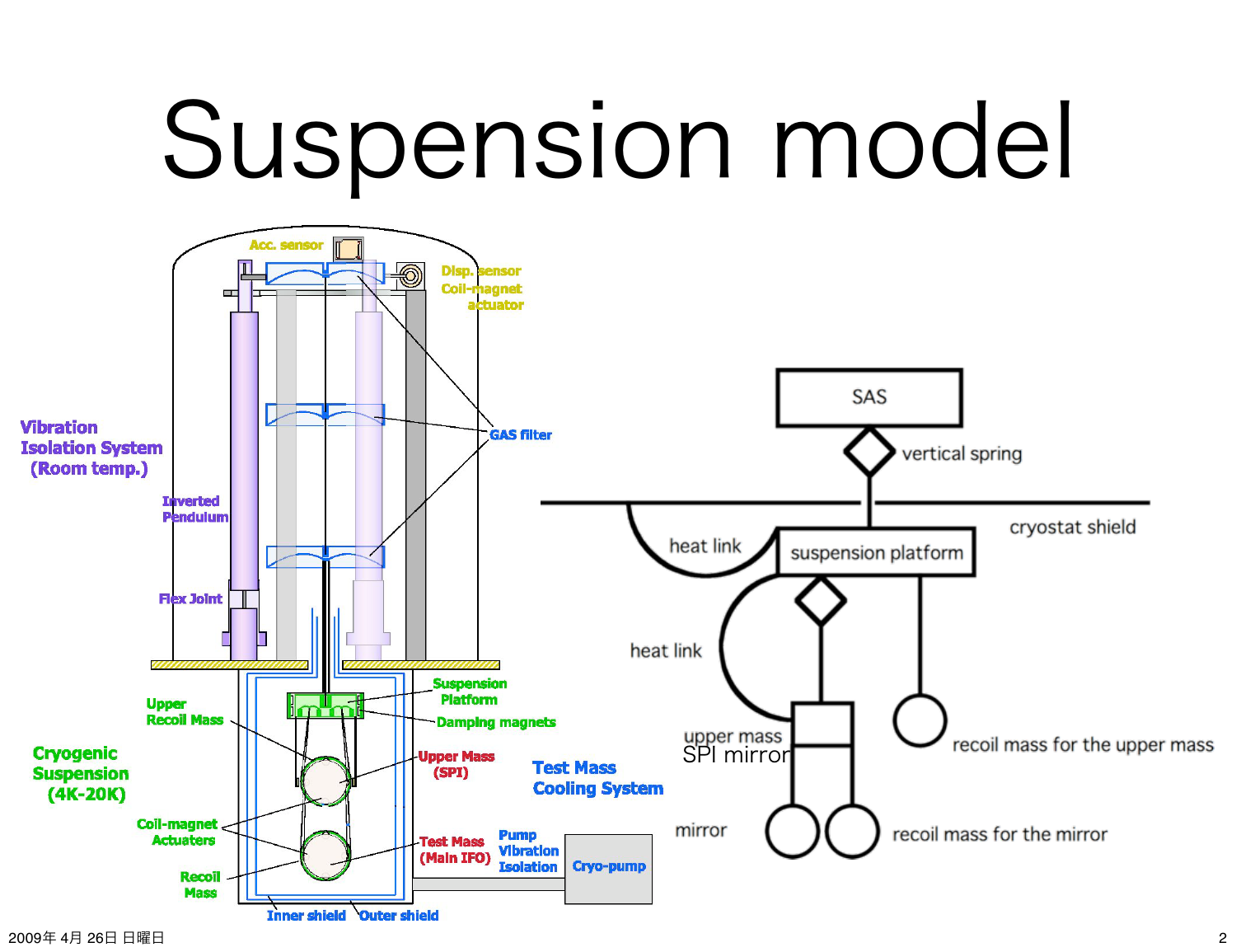# Suspension model

Vibration Isolation System (Room temp.)

Acc. sensor

Disp. sensor

Coil-magnet actuator

GAS filter

Inverted Pendulum

Flex Joint

Cryogenic Suspension (4K-20K)

Upper Recoil Mass

Suspension Platform

Damping magnets

Upper Mass (SPI)

Coil-magnet Actuaters

Test Mass (Main IFO)

Recoil Mass

Inner shield

Outer shield

Test Mass Cooling System

Pump Vibration Isolation

Cryo-pump

SAS

vertical spring

cryostat shield

heat link

suspension platform

heat link

upper mass SPI mirror

recoil mass for the upper mass

mirror

recoil mass for the mirror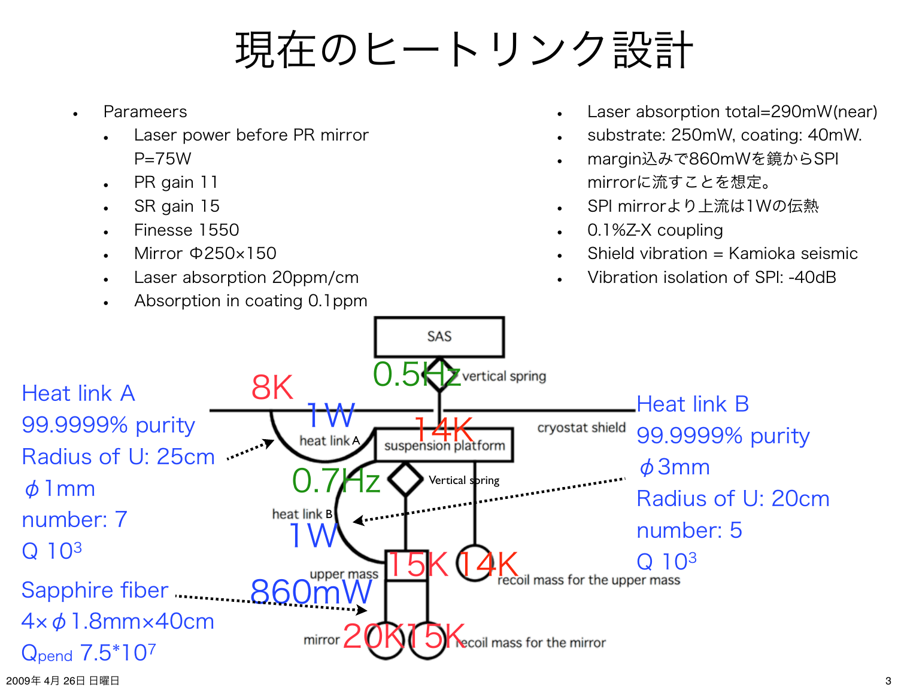# 現在のヒートリンク設計

- Parameers
  - Laser power before PR mirror P=75W
  - PR gain 11
  - SR gain 15
  - Finesse 1550
  - Mirror Φ250×150
  - Laser absorption 20ppm/cm
  - Absorption in coating 0.1ppm

- Laser absorption total=290mW(near)
- substrate: 250mW, coating: 40mW.
- margin込みで860mWを鏡からSPI mirrorに流すことを想定。
- SPI mirrorより上流は1Wの伝熱
- 0.1%Z-X coupling
- Shield vibration = Kamioka seismic
- Vibration isolation of SPI: -40dB

Heat link A
99.9999% purity
Radius of U: 25cm
$\phi$1mm
number: 7
Q $10^3$

Heat link B
99.9999% purity
$\phi$3mm
Radius of U: 20cm
number: 5
Q $10^3$

Sapphire fiber
4×$\phi$1.8mm×40cm
$Q_{pend}$ 7.5*$10^7$

SAS
0.5Hz vertical spring
8K
1W
heat link A
cryostat shield
14K
suspension platform
0.7Hz
Vertical spring
heat link B
1W
upper mass
15K
14K
recoil mass for the upper mass
860mW
mirror
20K
15K
recoil mass for the mirror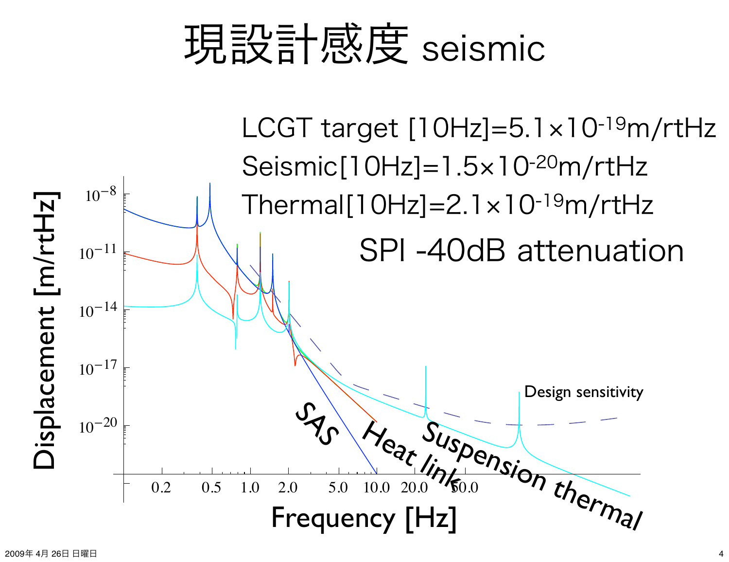# 現設計感度 seismic

LCGT target [10Hz]=$5.1\times10^{-19}$m/rtHz

Seismic[10Hz]=$1.5\times10^{-20}$m/rtHz

Thermal[10Hz]=$2.1\times10^{-19}$m/rtHz

SPI -40dB attenuation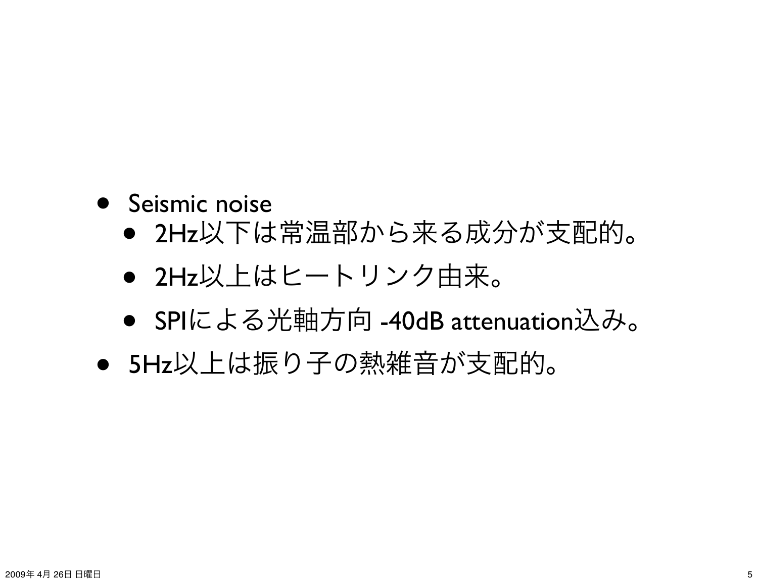- Seismic noise
  - 2Hz以下は常温部から来る成分が支配的。
  - 2Hz以上はヒートリンク由来。
  - SPIによる光軸方向 -40dB attenuation込み。
- 5Hz以上は振り子の熱雑音が支配的。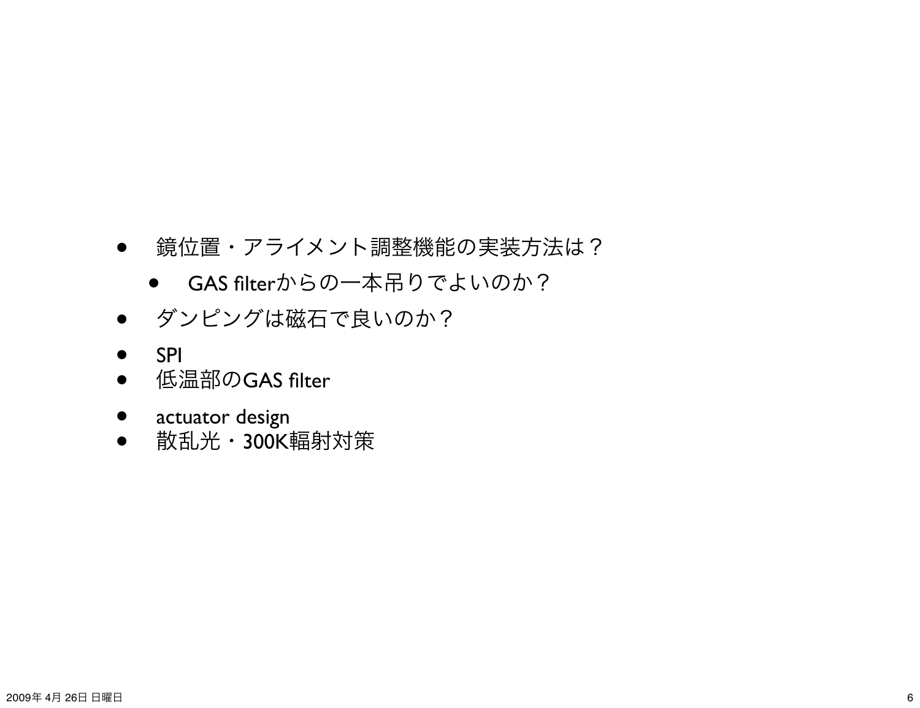- 鏡位置・アライメント調整機能の実装方法は？
  - GAS filterからの一本吊りでよいのか？
- ダンピングは磁石で良いのか？
- SPI
- 低温部のGAS filter
- actuator design
- 散乱光・300K輻射対策